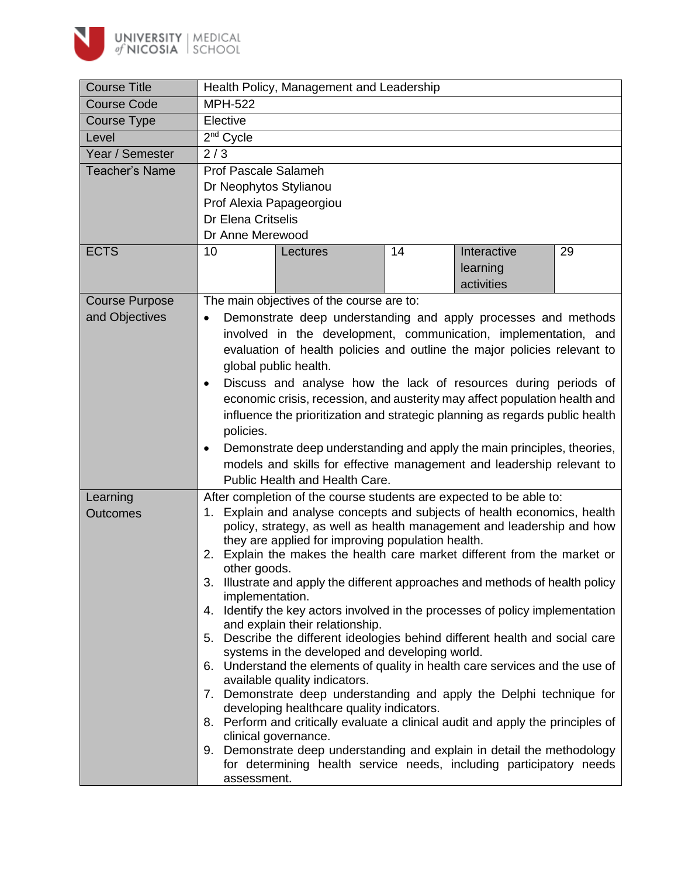| Course Title | Health Policy, Management and Leadership | | | | |
|---|---|---|---|---|---|
| Course Code | MPH-522 | | | | |
| Course Type | Elective | | | | |
| Level | 2nd Cycle | | | | |
| Year / Semester | 2 / 3 | | | | |
| Teacher's Name | Prof Pascale Salameh<br>Dr Neophytos Stylianou<br>Prof Alexia Papageorgiou<br>Dr Elena Critselis<br>Dr Anne Merewood | | | | |
| ECTS | 10 | Lectures | 14 | Interactive learning activities | 29 |
| Course Purpose and Objectives | The main objectives of the course are to:<br>• Demonstrate deep understanding and apply processes and methods involved in the development, communication, implementation, and evaluation of health policies and outline the major policies relevant to global public health.<br>• Discuss and analyse how the lack of resources during periods of economic crisis, recession, and austerity may affect population health and influence the prioritization and strategic planning as regards public health policies.<br>• Demonstrate deep understanding and apply the main principles, theories, models and skills for effective management and leadership relevant to Public Health and Health Care. | | | | |
| Learning Outcomes | After completion of the course students are expected to be able to:<br>1. Explain and analyse concepts and subjects of health economics, health policy, strategy, as well as health management and leadership and how they are applied for improving population health.<br>2. Explain the makes the health care market different from the market or other goods.<br>3. Illustrate and apply the different approaches and methods of health policy implementation.<br>4. Identify the key actors involved in the processes of policy implementation and explain their relationship.<br>5. Describe the different ideologies behind different health and social care systems in the developed and developing world.<br>6. Understand the elements of quality in health care services and the use of available quality indicators.<br>7. Demonstrate deep understanding and apply the Delphi technique for developing healthcare quality indicators.<br>8. Perform and critically evaluate a clinical audit and apply the principles of clinical governance.<br>9. Demonstrate deep understanding and explain in detail the methodology for determining health service needs, including participatory needs assessment. | | | | |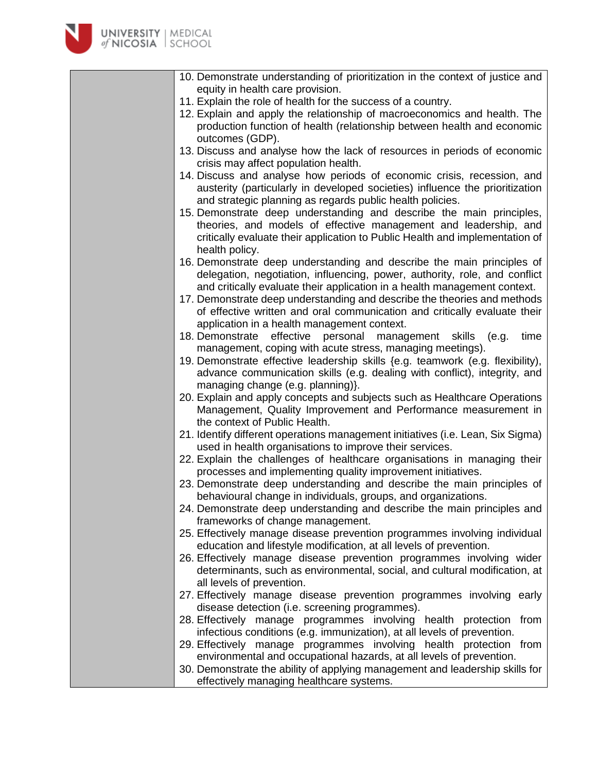|   |   |
|---|---|
|   | 10. Demonstrate understanding of prioritization in the context of justice and equity in health care provision.<br>11. Explain the role of health for the success of a country.<br>12. Explain and apply the relationship of macroeconomics and health. The production function of health (relationship between health and economic outcomes (GDP).<br>13. Discuss and analyse how the lack of resources in periods of economic crisis may affect population health.<br>14. Discuss and analyse how periods of economic crisis, recession, and austerity (particularly in developed societies) influence the prioritization and strategic planning as regards public health policies.<br>15. Demonstrate deep understanding and describe the main principles, theories, and models of effective management and leadership, and critically evaluate their application to Public Health and implementation of health policy.<br>16. Demonstrate deep understanding and describe the main principles of delegation, negotiation, influencing, power, authority, role, and conflict and critically evaluate their application in a health management context.<br>17. Demonstrate deep understanding and describe the theories and methods of effective written and oral communication and critically evaluate their application in a health management context.<br>18. Demonstrate effective personal management skills (e.g. time management, coping with acute stress, managing meetings).<br>19. Demonstrate effective leadership skills {e.g. teamwork (e.g. flexibility), advance communication skills (e.g. dealing with conflict), integrity, and managing change (e.g. planning)}.<br>20. Explain and apply concepts and subjects such as Healthcare Operations Management, Quality Improvement and Performance measurement in the context of Public Health.<br>21. Identify different operations management initiatives (i.e. Lean, Six Sigma) used in health organisations to improve their services.<br>22. Explain the challenges of healthcare organisations in managing their processes and implementing quality improvement initiatives.<br>23. Demonstrate deep understanding and describe the main principles of behavioural change in individuals, groups, and organizations.<br>24. Demonstrate deep understanding and describe the main principles and frameworks of change management.<br>25. Effectively manage disease prevention programmes involving individual education and lifestyle modification, at all levels of prevention.<br>26. Effectively manage disease prevention programmes involving wider determinants, such as environmental, social, and cultural modification, at all levels of prevention.<br>27. Effectively manage disease prevention programmes involving early disease detection (i.e. screening programmes).<br>28. Effectively manage programmes involving health protection from infectious conditions (e.g. immunization), at all levels of prevention.<br>29. Effectively manage programmes involving health protection from environmental and occupational hazards, at all levels of prevention.<br>30. Demonstrate the ability of applying management and leadership skills for effectively managing healthcare systems. |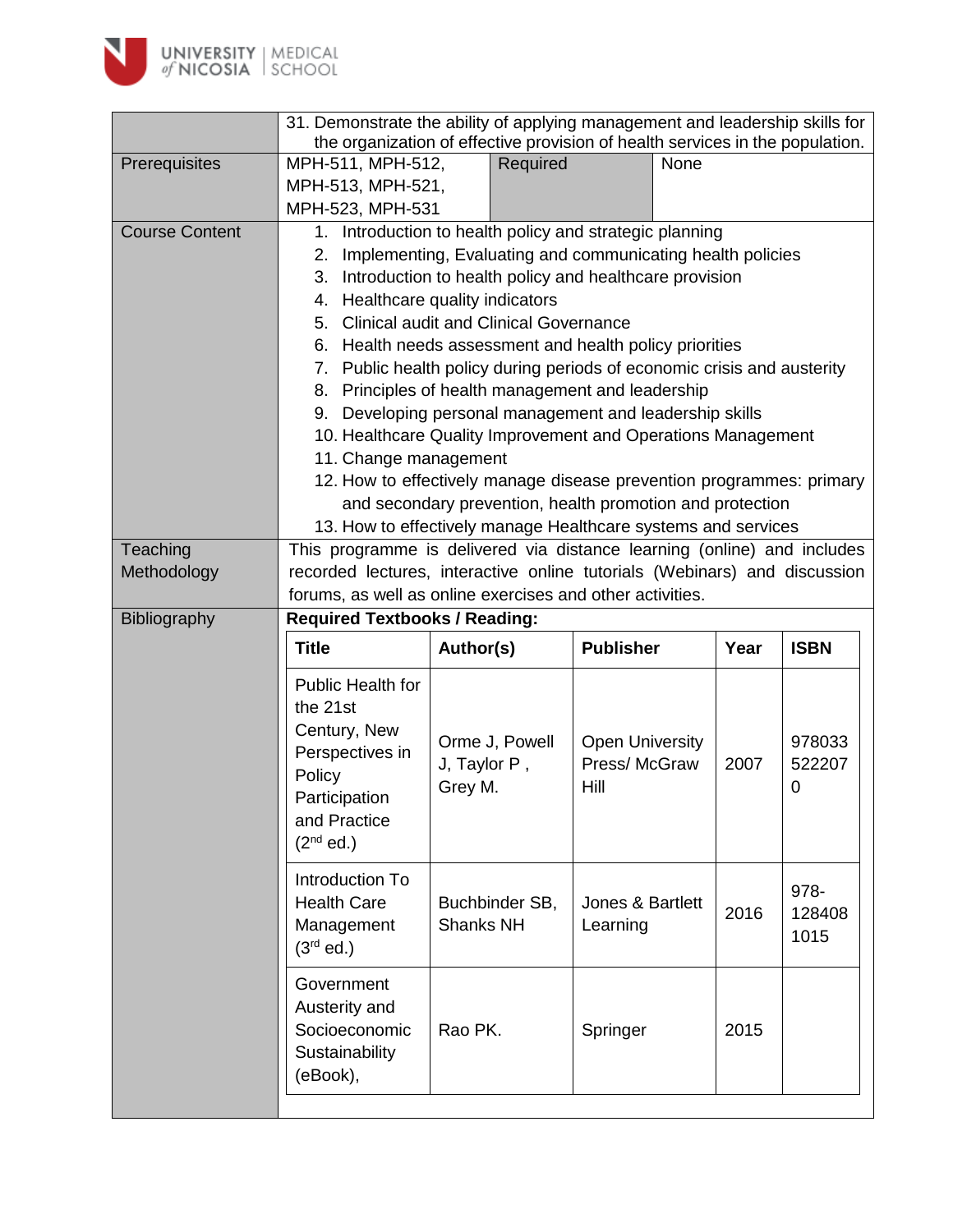| | |
|---|---|
| | 31. Demonstrate the ability of applying management and leadership skills for the organization of effective provision of health services in the population. |
| Prerequisites | MPH-511, MPH-512, MPH-513, MPH-521, MPH-523, MPH-531 \| Required \| None |
| Course Content | 1. Introduction to health policy and strategic planning<br>2. Implementing, Evaluating and communicating health policies<br>3. Introduction to health policy and healthcare provision<br>4. Healthcare quality indicators<br>5. Clinical audit and Clinical Governance<br>6. Health needs assessment and health policy priorities<br>7. Public health policy during periods of economic crisis and austerity<br>8. Principles of health management and leadership<br>9. Developing personal management and leadership skills<br>10. Healthcare Quality Improvement and Operations Management<br>11. Change management<br>12. How to effectively manage disease prevention programmes: primary and secondary prevention, health promotion and protection<br>13. How to effectively manage Healthcare systems and services |
| Teaching Methodology | This programme is delivered via distance learning (online) and includes recorded lectures, interactive online tutorials (Webinars) and discussion forums, as well as online exercises and other activities. |
| Bibliography | **Required Textbooks / Reading:** |

| Title | Author(s) | Publisher | Year | ISBN |
|---|---|---|---|---|
| Public Health for the 21st Century, New Perspectives in Policy Participation and Practice (2nd ed.) | Orme J, Powell J, Taylor P , Grey M. | Open University Press/ McGraw Hill | 2007 | 9780335222070 |
| Introduction To Health Care Management (3rd ed.) | Buchbinder SB, Shanks NH | Jones & Bartlett Learning | 2016 | 978-1284081015 |
| Government Austerity and Socioeconomic Sustainability (eBook), | Rao PK. | Springer | 2015 | |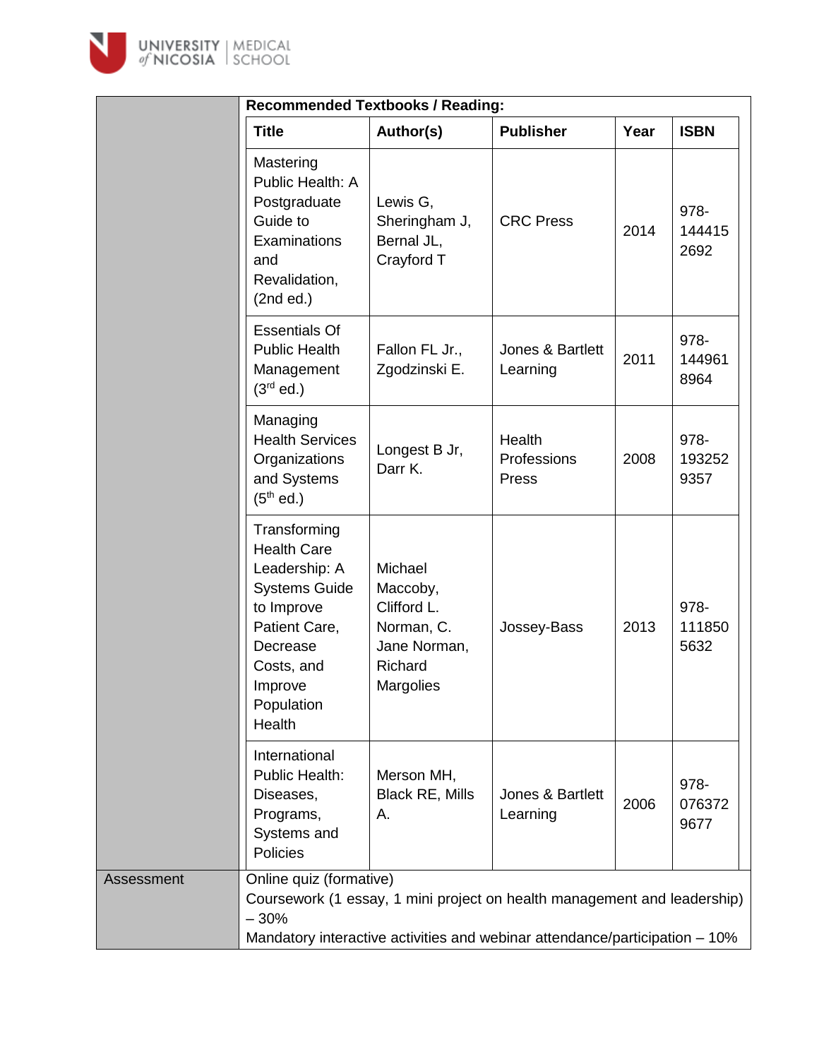**Recommended Textbooks / Reading:**

| Title | Author(s) | Publisher | Year | ISBN |
|---|---|---|---|---|
| Mastering Public Health: A Postgraduate Guide to Examinations and Revalidation, (2nd ed.) | Lewis G, Sheringham J, Bernal JL, Crayford T | CRC Press | 2014 | 978-1444152692 |
| Essentials Of Public Health Management (3rd ed.) | Fallon FL Jr., Zgodzinski E. | Jones & Bartlett Learning | 2011 | 978-1449618964 |
| Managing Health Services Organizations and Systems (5th ed.) | Longest B Jr, Darr K. | Health Professions Press | 2008 | 978-1932529357 |
| Transforming Health Care Leadership: A Systems Guide to Improve Patient Care, Decrease Costs, and Improve Population Health | Michael Maccoby, Clifford L. Norman, C. Jane Norman, Richard Margolies | Jossey-Bass | 2013 | 978-1118505632 |
| International Public Health: Diseases, Programs, Systems and Policies | Merson MH, Black RE, Mills A. | Jones & Bartlett Learning | 2006 | 978-0763729677 |

**Assessment**

Online quiz (formative)
Coursework (1 essay, 1 mini project on health management and leadership) – 30%
Mandatory interactive activities and webinar attendance/participation – 10%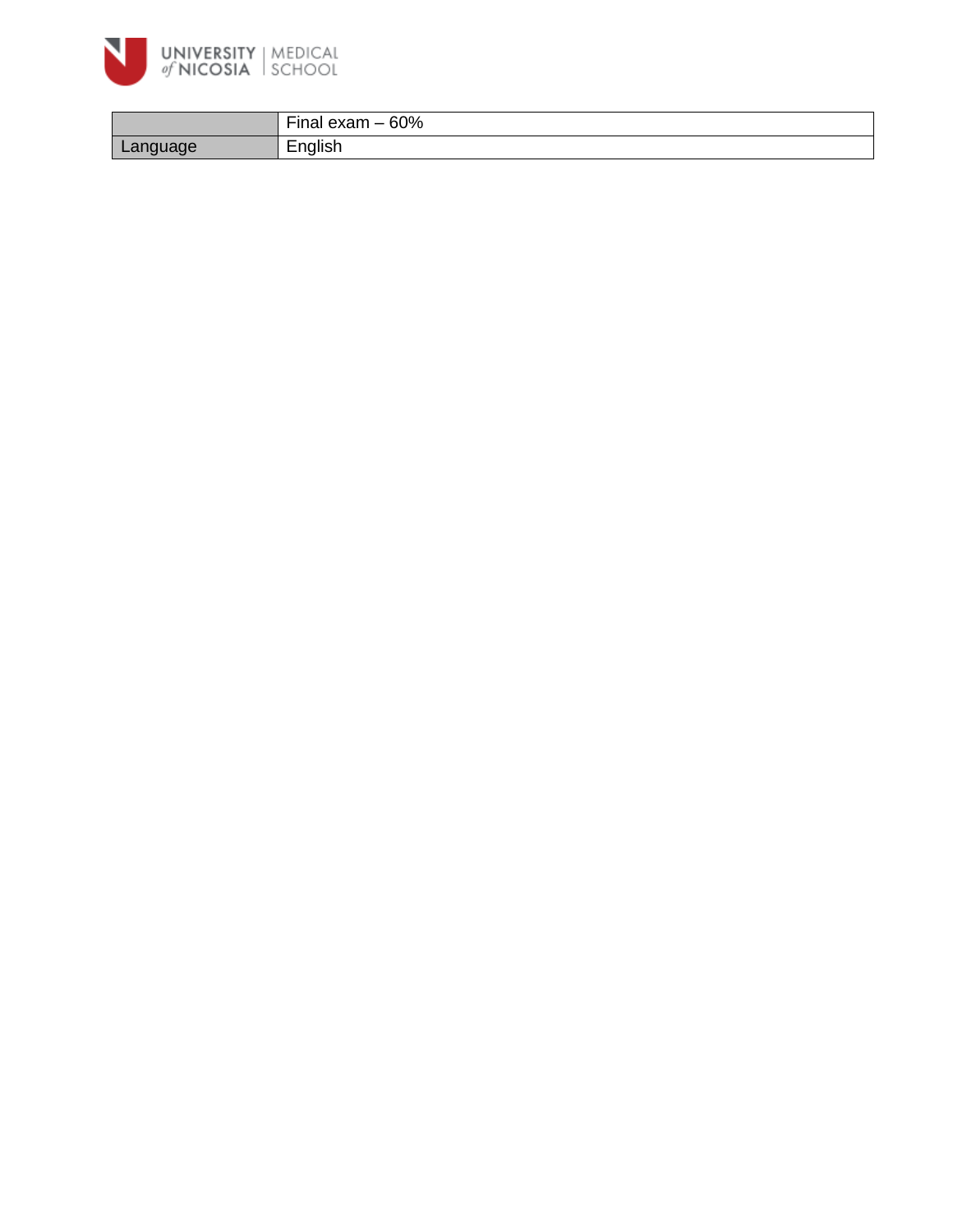| | |
|---|---|
| | Final exam – 60% |
| Language | English |